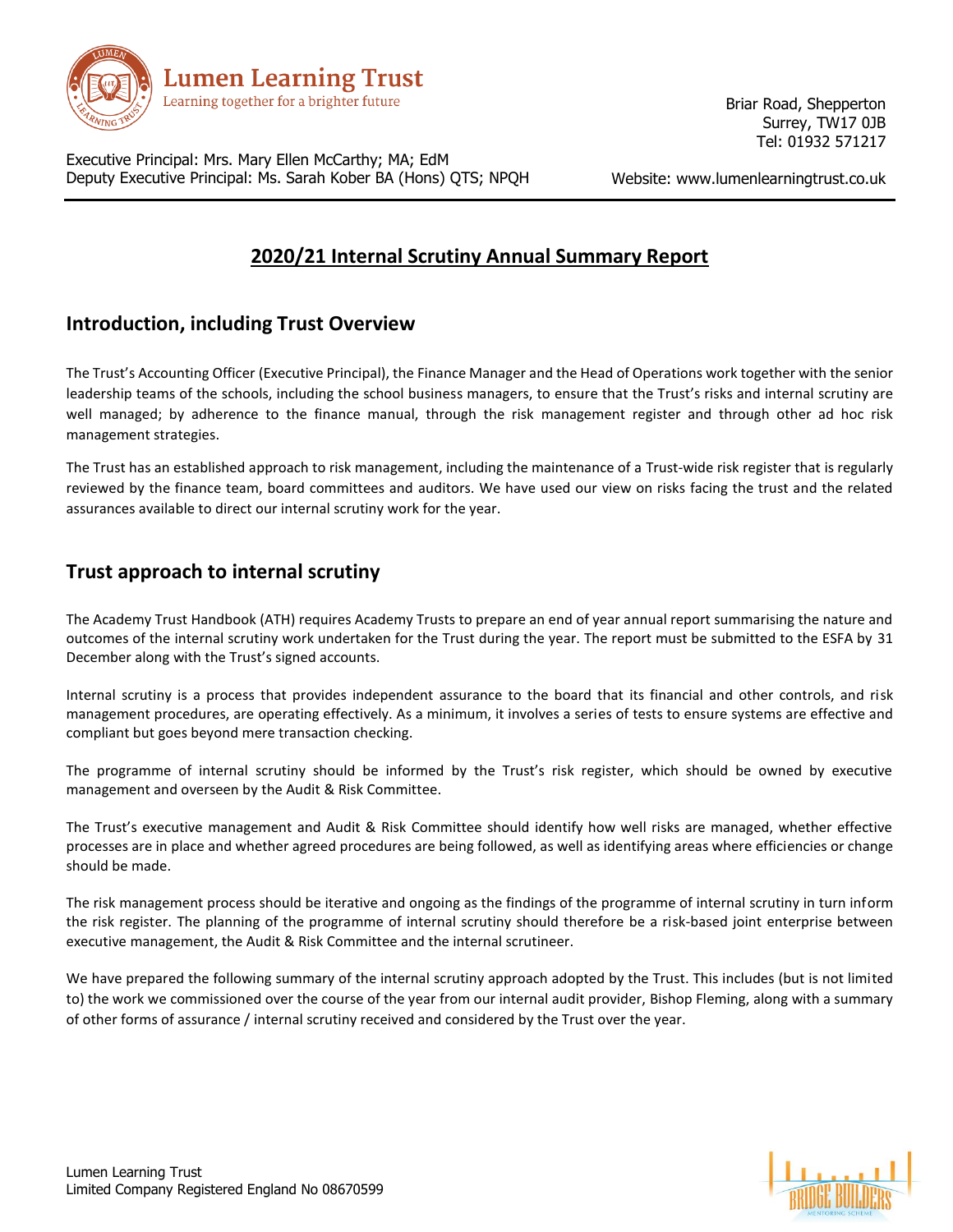Lumen Learning Trust
Learning together for a brighter future

Briar Road, Shepperton
Surrey, TW17 0JB
Tel: 01932 571217

Executive Principal: Mrs. Mary Ellen McCarthy; MA; EdM
Deputy Executive Principal: Ms. Sarah Kober BA (Hons) QTS; NPQH

Website: www.lumenlearningtrust.co.uk

# 2020/21 Internal Scrutiny Annual Summary Report

## Introduction, including Trust Overview

The Trust's Accounting Officer (Executive Principal), the Finance Manager and the Head of Operations work together with the senior leadership teams of the schools, including the school business managers, to ensure that the Trust's risks and internal scrutiny are well managed; by adherence to the finance manual, through the risk management register and through other ad hoc risk management strategies.

The Trust has an established approach to risk management, including the maintenance of a Trust-wide risk register that is regularly reviewed by the finance team, board committees and auditors. We have used our view on risks facing the trust and the related assurances available to direct our internal scrutiny work for the year.

## Trust approach to internal scrutiny

The Academy Trust Handbook (ATH) requires Academy Trusts to prepare an end of year annual report summarising the nature and outcomes of the internal scrutiny work undertaken for the Trust during the year. The report must be submitted to the ESFA by 31 December along with the Trust's signed accounts.

Internal scrutiny is a process that provides independent assurance to the board that its financial and other controls, and risk management procedures, are operating effectively. As a minimum, it involves a series of tests to ensure systems are effective and compliant but goes beyond mere transaction checking.

The programme of internal scrutiny should be informed by the Trust's risk register, which should be owned by executive management and overseen by the Audit & Risk Committee.

The Trust's executive management and Audit & Risk Committee should identify how well risks are managed, whether effective processes are in place and whether agreed procedures are being followed, as well as identifying areas where efficiencies or change should be made.

The risk management process should be iterative and ongoing as the findings of the programme of internal scrutiny in turn inform the risk register. The planning of the programme of internal scrutiny should therefore be a risk-based joint enterprise between executive management, the Audit & Risk Committee and the internal scrutineer.

We have prepared the following summary of the internal scrutiny approach adopted by the Trust. This includes (but is not limited to) the work we commissioned over the course of the year from our internal audit provider, Bishop Fleming, along with a summary of other forms of assurance / internal scrutiny received and considered by the Trust over the year.

Lumen Learning Trust
Limited Company Registered England No 08670599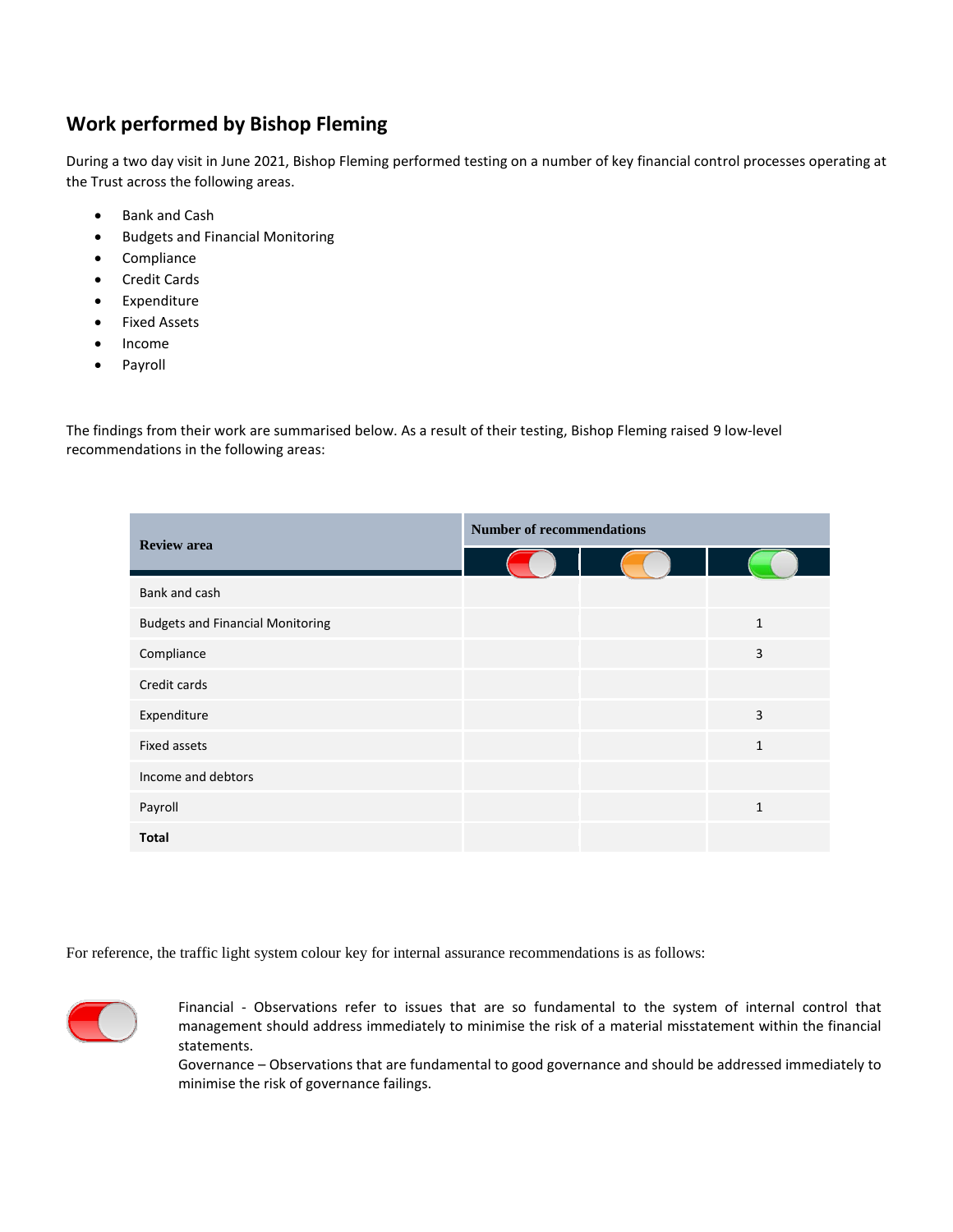## Work performed by Bishop Fleming

During a two day visit in June 2021, Bishop Fleming performed testing on a number of key financial control processes operating at the Trust across the following areas.

- Bank and Cash
- Budgets and Financial Monitoring
- Compliance
- Credit Cards
- Expenditure
- Fixed Assets
- Income
- Payroll

The findings from their work are summarised below. As a result of their testing, Bishop Fleming raised 9 low-level recommendations in the following areas:

| Review area | Number of recommendations | | |
|---|---|---|---|
| | Red | Amber | Green |
| Bank and cash | | | |
| Budgets and Financial Monitoring | | | 1 |
| Compliance | | | 3 |
| Credit cards | | | |
| Expenditure | | | 3 |
| Fixed assets | | | 1 |
| Income and debtors | | | |
| Payroll | | | 1 |
| **Total** | | | |

For reference, the traffic light system colour key for internal assurance recommendations is as follows:

Red: Financial - Observations refer to issues that are so fundamental to the system of internal control that management should address immediately to minimise the risk of a material misstatement within the financial statements.
Governance – Observations that are fundamental to good governance and should be addressed immediately to minimise the risk of governance failings.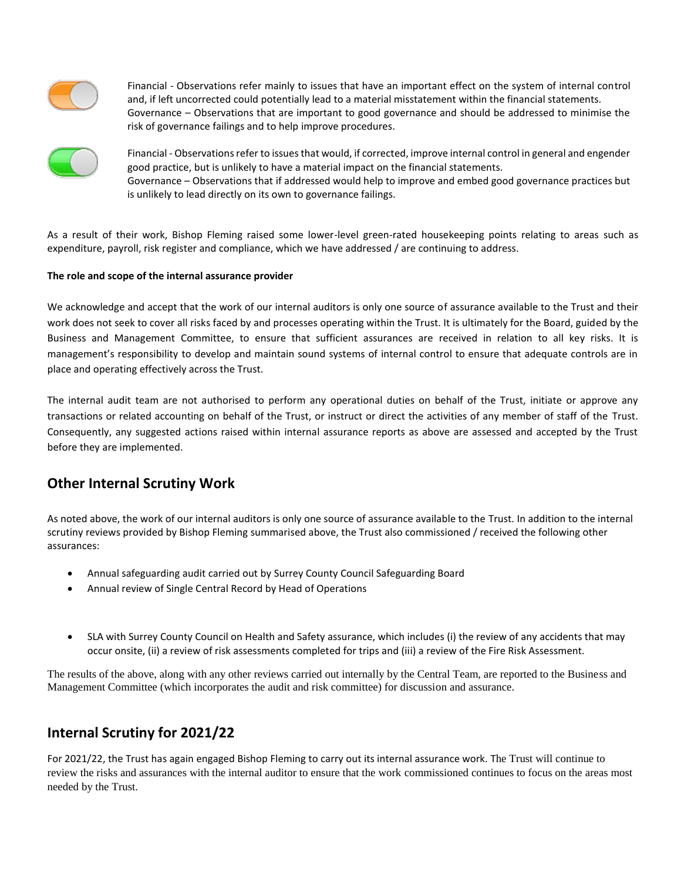Financial - Observations refer mainly to issues that have an important effect on the system of internal control and, if left uncorrected could potentially lead to a material misstatement within the financial statements.
Governance – Observations that are important to good governance and should be addressed to minimise the risk of governance failings and to help improve procedures.

Financial - Observations refer to issues that would, if corrected, improve internal control in general and engender good practice, but is unlikely to have a material impact on the financial statements.
Governance – Observations that if addressed would help to improve and embed good governance practices but is unlikely to lead directly on its own to governance failings.

As a result of their work, Bishop Fleming raised some lower-level green-rated housekeeping points relating to areas such as expenditure, payroll, risk register and compliance, which we have addressed / are continuing to address.

**The role and scope of the internal assurance provider**

We acknowledge and accept that the work of our internal auditors is only one source of assurance available to the Trust and their work does not seek to cover all risks faced by and processes operating within the Trust. It is ultimately for the Board, guided by the Business and Management Committee, to ensure that sufficient assurances are received in relation to all key risks. It is management's responsibility to develop and maintain sound systems of internal control to ensure that adequate controls are in place and operating effectively across the Trust.

The internal audit team are not authorised to perform any operational duties on behalf of the Trust, initiate or approve any transactions or related accounting on behalf of the Trust, or instruct or direct the activities of any member of staff of the Trust. Consequently, any suggested actions raised within internal assurance reports as above are assessed and accepted by the Trust before they are implemented.

## Other Internal Scrutiny Work

As noted above, the work of our internal auditors is only one source of assurance available to the Trust. In addition to the internal scrutiny reviews provided by Bishop Fleming summarised above, the Trust also commissioned / received the following other assurances:

- Annual safeguarding audit carried out by Surrey County Council Safeguarding Board
- Annual review of Single Central Record by Head of Operations
- SLA with Surrey County Council on Health and Safety assurance, which includes (i) the review of any accidents that may occur onsite, (ii) a review of risk assessments completed for trips and (iii) a review of the Fire Risk Assessment.

The results of the above, along with any other reviews carried out internally by the Central Team, are reported to the Business and Management Committee (which incorporates the audit and risk committee) for discussion and assurance.

## Internal Scrutiny for 2021/22

For 2021/22, the Trust has again engaged Bishop Fleming to carry out its internal assurance work. The Trust will continue to review the risks and assurances with the internal auditor to ensure that the work commissioned continues to focus on the areas most needed by the Trust.